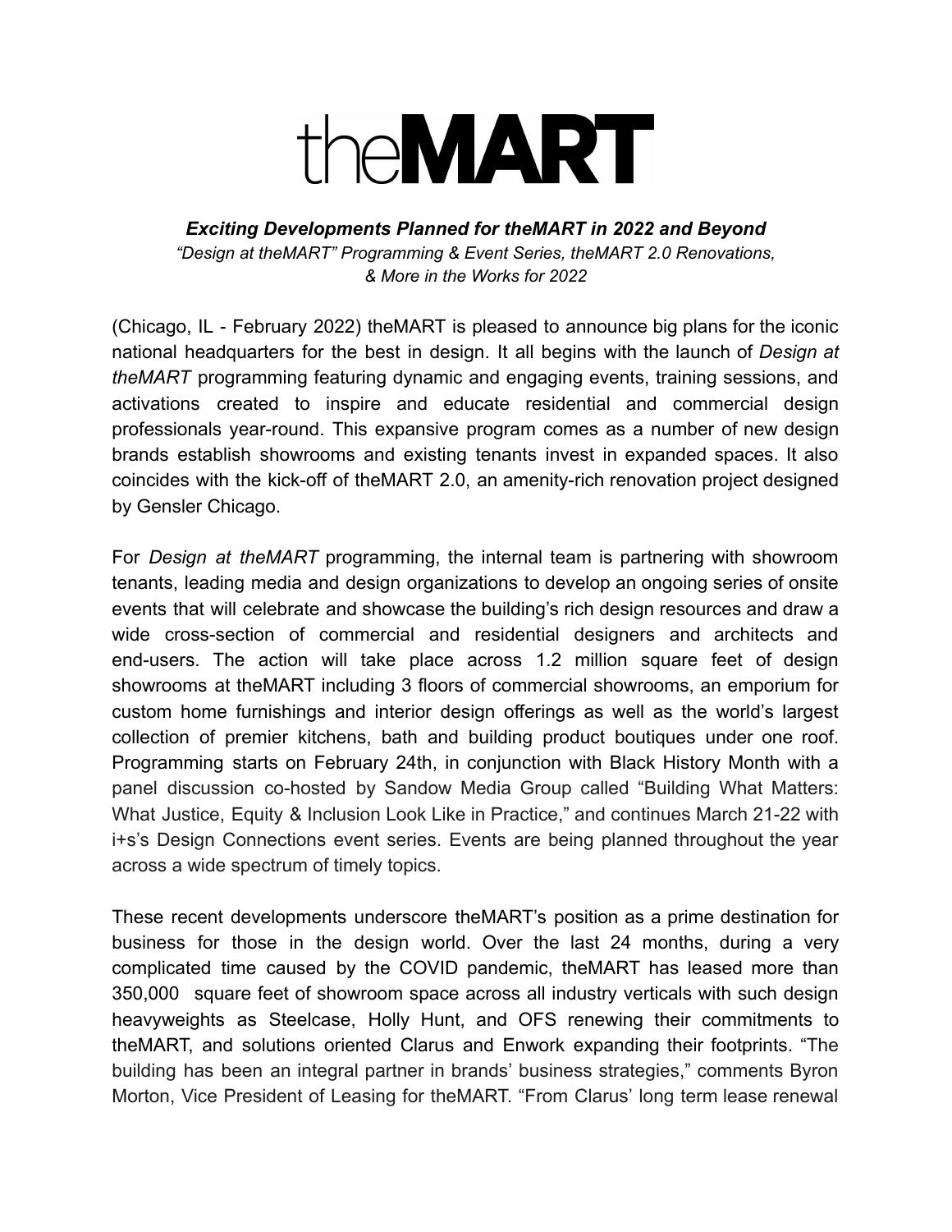# theMART

***Exciting Developments Planned for theMART in 2022 and Beyond***

*"Design at theMART" Programming & Event Series, theMART 2.0 Renovations, & More in the Works for 2022*

(Chicago, IL - February 2022) theMART is pleased to announce big plans for the iconic national headquarters for the best in design. It all begins with the launch of *Design at theMART* programming featuring dynamic and engaging events, training sessions, and activations created to inspire and educate residential and commercial design professionals year-round. This expansive program comes as a number of new design brands establish showrooms and existing tenants invest in expanded spaces. It also coincides with the kick-off of theMART 2.0, an amenity-rich renovation project designed by Gensler Chicago.

For *Design at theMART* programming, the internal team is partnering with showroom tenants, leading media and design organizations to develop an ongoing series of onsite events that will celebrate and showcase the building's rich design resources and draw a wide cross-section of commercial and residential designers and architects and end-users. The action will take place across 1.2 million square feet of design showrooms at theMART including 3 floors of commercial showrooms, an emporium for custom home furnishings and interior design offerings as well as the world's largest collection of premier kitchens, bath and building product boutiques under one roof. Programming starts on February 24th, in conjunction with Black History Month with a panel discussion co-hosted by Sandow Media Group called "Building What Matters: What Justice, Equity & Inclusion Look Like in Practice," and continues March 21-22 with i+s's Design Connections event series. Events are being planned throughout the year across a wide spectrum of timely topics.

These recent developments underscore theMART's position as a prime destination for business for those in the design world. Over the last 24 months, during a very complicated time caused by the COVID pandemic, theMART has leased more than 350,000 square feet of showroom space across all industry verticals with such design heavyweights as Steelcase, Holly Hunt, and OFS renewing their commitments to theMART, and solutions oriented Clarus and Enwork expanding their footprints. "The building has been an integral partner in brands' business strategies," comments Byron Morton, Vice President of Leasing for theMART. "From Clarus' long term lease renewal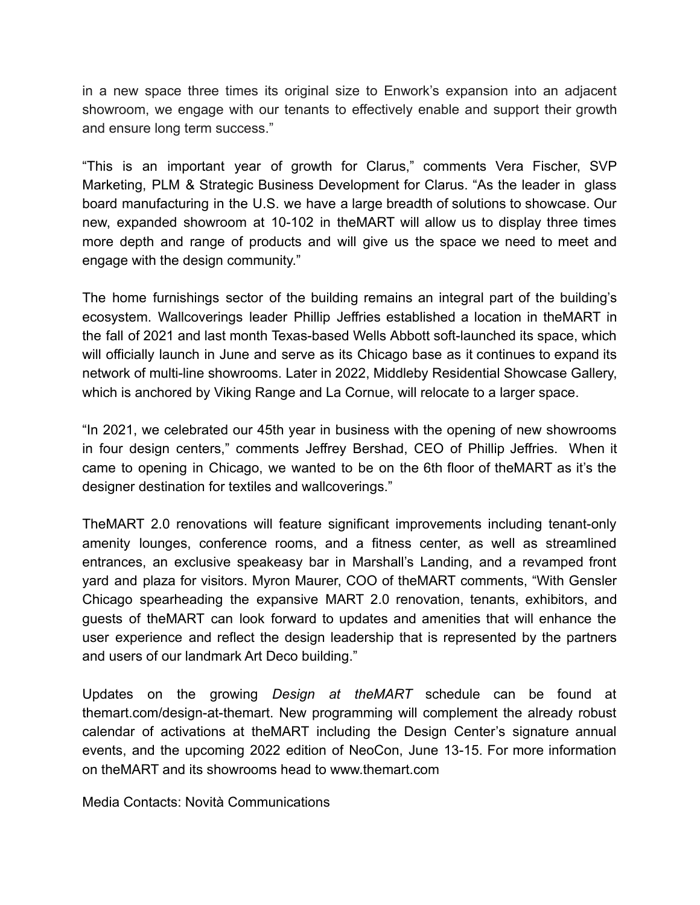in a new space three times its original size to Enwork's expansion into an adjacent showroom, we engage with our tenants to effectively enable and support their growth and ensure long term success."

"This is an important year of growth for Clarus," comments Vera Fischer, SVP Marketing, PLM & Strategic Business Development for Clarus. "As the leader in glass board manufacturing in the U.S. we have a large breadth of solutions to showcase. Our new, expanded showroom at 10-102 in theMART will allow us to display three times more depth and range of products and will give us the space we need to meet and engage with the design community."

The home furnishings sector of the building remains an integral part of the building's ecosystem. Wallcoverings leader Phillip Jeffries established a location in theMART in the fall of 2021 and last month Texas-based Wells Abbott soft-launched its space, which will officially launch in June and serve as its Chicago base as it continues to expand its network of multi-line showrooms. Later in 2022, Middleby Residential Showcase Gallery, which is anchored by Viking Range and La Cornue, will relocate to a larger space.

"In 2021, we celebrated our 45th year in business with the opening of new showrooms in four design centers," comments Jeffrey Bershad, CEO of Phillip Jeffries. When it came to opening in Chicago, we wanted to be on the 6th floor of theMART as it's the designer destination for textiles and wallcoverings."

TheMART 2.0 renovations will feature significant improvements including tenant-only amenity lounges, conference rooms, and a fitness center, as well as streamlined entrances, an exclusive speakeasy bar in Marshall's Landing, and a revamped front yard and plaza for visitors. Myron Maurer, COO of theMART comments, "With Gensler Chicago spearheading the expansive MART 2.0 renovation, tenants, exhibitors, and guests of theMART can look forward to updates and amenities that will enhance the user experience and reflect the design leadership that is represented by the partners and users of our landmark Art Deco building."

Updates on the growing *Design at theMART* schedule can be found at themart.com/design-at-themart. New programming will complement the already robust calendar of activations at theMART including the Design Center's signature annual events, and the upcoming 2022 edition of NeoCon, June 13-15. For more information on theMART and its showrooms head to www.themart.com

Media Contacts: Novità Communications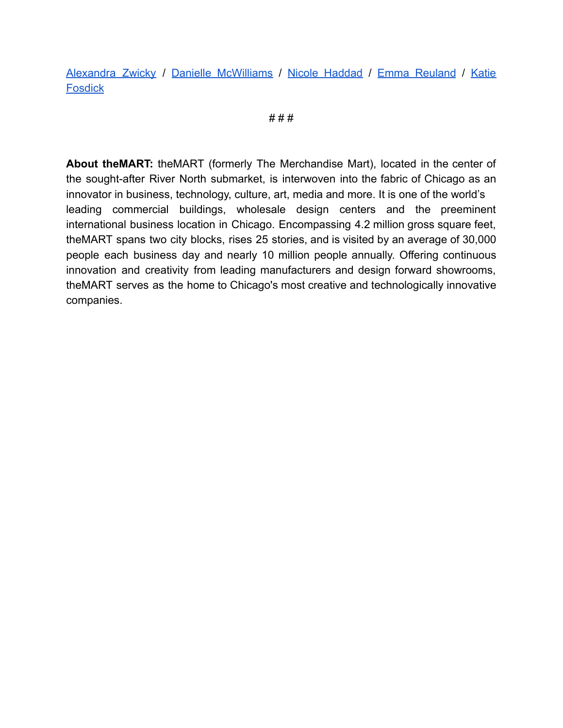Alexandra Zwicky / Danielle McWilliams / Nicole Haddad / Emma Reuland / Katie Fosdick

# # #

**About theMART:** theMART (formerly The Merchandise Mart), located in the center of the sought-after River North submarket, is interwoven into the fabric of Chicago as an innovator in business, technology, culture, art, media and more. It is one of the world's leading commercial buildings, wholesale design centers and the preeminent international business location in Chicago. Encompassing 4.2 million gross square feet, theMART spans two city blocks, rises 25 stories, and is visited by an average of 30,000 people each business day and nearly 10 million people annually. Offering continuous innovation and creativity from leading manufacturers and design forward showrooms, theMART serves as the home to Chicago's most creative and technologically innovative companies.